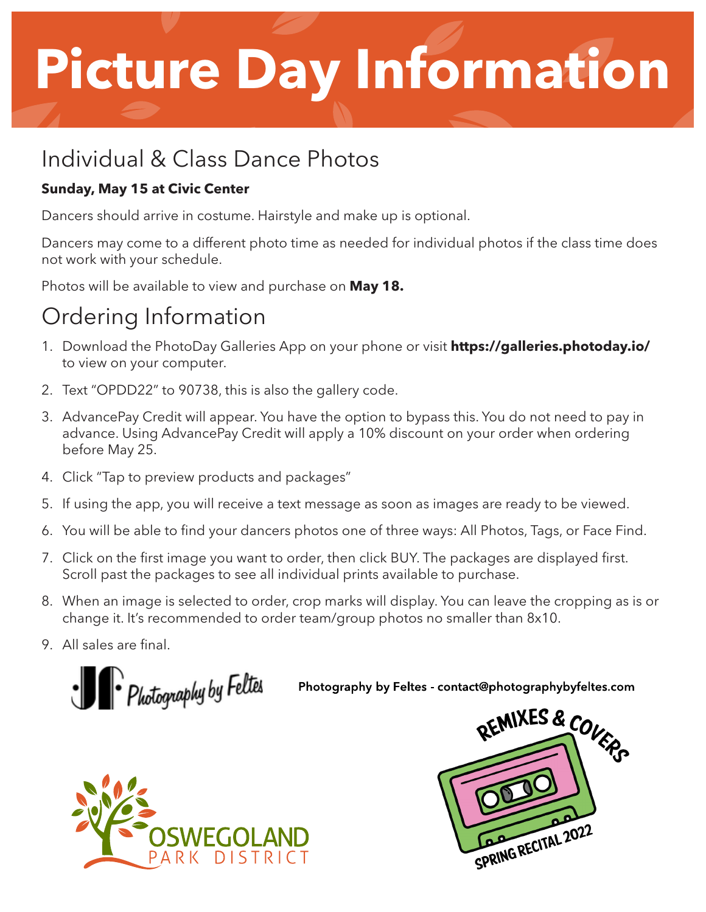# Picture Day Information

## Individual & Class Dance Photos

**Sunday, May 15 at Civic Center**

Dancers should arrive in costume. Hairstyle and make up is optional.

Dancers may come to a different photo time as needed for individual photos if the class time does not work with your schedule.

Photos will be available to view and purchase on **May 18.**

## Ordering Information

1. Download the PhotoDay Galleries App on your phone or visit **https://galleries.photoday.io/** to view on your computer.
2. Text "OPDD22" to 90738, this is also the gallery code.
3. AdvancePay Credit will appear. You have the option to bypass this. You do not need to pay in advance. Using AdvancePay Credit will apply a 10% discount on your order when ordering before May 25.
4. Click "Tap to preview products and packages"
5. If using the app, you will receive a text message as soon as images are ready to be viewed.
6. You will be able to find your dancers photos one of three ways: All Photos, Tags, or Face Find.
7. Click on the first image you want to order, then click BUY. The packages are displayed first. Scroll past the packages to see all individual prints available to purchase.
8. When an image is selected to order, crop marks will display. You can leave the cropping as is or change it. It's recommended to order team/group photos no smaller than 8x10.
9. All sales are final.

Photography by Feltes

**Photography by Feltes - contact@photographybyfeltes.com**

OSWEGOLAND PARK DISTRICT

REMIXES & COVERS SPRING RECITAL 2022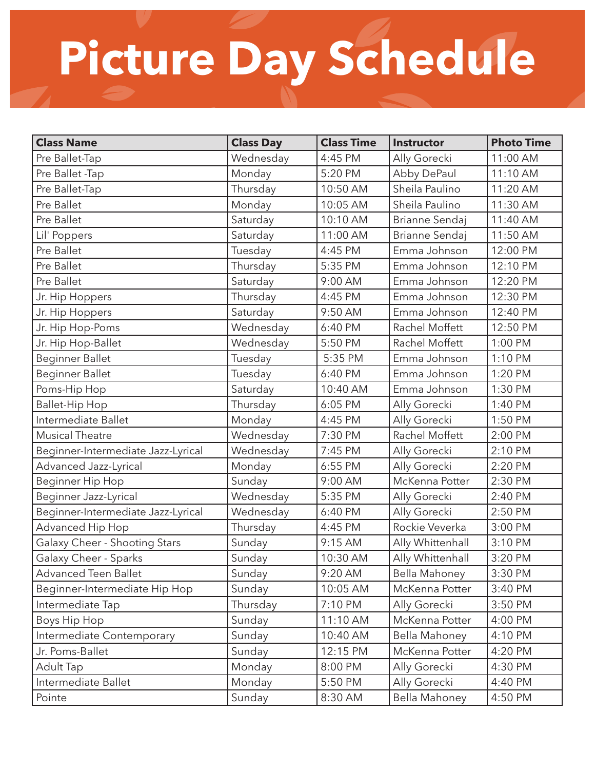# Picture Day Schedule

| Class Name | Class Day | Class Time | Instructor | Photo Time |
|---|---|---|---|---|
| Pre Ballet-Tap | Wednesday | 4:45 PM | Ally Gorecki | 11:00 AM |
| Pre Ballet -Tap | Monday | 5:20 PM | Abby DePaul | 11:10 AM |
| Pre Ballet-Tap | Thursday | 10:50 AM | Sheila Paulino | 11:20 AM |
| Pre Ballet | Monday | 10:05 AM | Sheila Paulino | 11:30 AM |
| Pre Ballet | Saturday | 10:10 AM | Brianne Sendaj | 11:40 AM |
| Lil' Poppers | Saturday | 11:00 AM | Brianne Sendaj | 11:50 AM |
| Pre Ballet | Tuesday | 4:45 PM | Emma Johnson | 12:00 PM |
| Pre Ballet | Thursday | 5:35 PM | Emma Johnson | 12:10 PM |
| Pre Ballet | Saturday | 9:00 AM | Emma Johnson | 12:20 PM |
| Jr. Hip Hoppers | Thursday | 4:45 PM | Emma Johnson | 12:30 PM |
| Jr. Hip Hoppers | Saturday | 9:50 AM | Emma Johnson | 12:40 PM |
| Jr. Hip Hop-Poms | Wednesday | 6:40 PM | Rachel Moffett | 12:50 PM |
| Jr. Hip Hop-Ballet | Wednesday | 5:50 PM | Rachel Moffett | 1:00 PM |
| Beginner Ballet | Tuesday | 5:35 PM | Emma Johnson | 1:10 PM |
| Beginner Ballet | Tuesday | 6:40 PM | Emma Johnson | 1:20 PM |
| Poms-Hip Hop | Saturday | 10:40 AM | Emma Johnson | 1:30 PM |
| Ballet-Hip Hop | Thursday | 6:05 PM | Ally Gorecki | 1:40 PM |
| Intermediate Ballet | Monday | 4:45 PM | Ally Gorecki | 1:50 PM |
| Musical Theatre | Wednesday | 7:30 PM | Rachel Moffett | 2:00 PM |
| Beginner-Intermediate Jazz-Lyrical | Wednesday | 7:45 PM | Ally Gorecki | 2:10 PM |
| Advanced Jazz-Lyrical | Monday | 6:55 PM | Ally Gorecki | 2:20 PM |
| Beginner Hip Hop | Sunday | 9:00 AM | McKenna Potter | 2:30 PM |
| Beginner Jazz-Lyrical | Wednesday | 5:35 PM | Ally Gorecki | 2:40 PM |
| Beginner-Intermediate Jazz-Lyrical | Wednesday | 6:40 PM | Ally Gorecki | 2:50 PM |
| Advanced Hip Hop | Thursday | 4:45 PM | Rockie Veverka | 3:00 PM |
| Galaxy Cheer - Shooting Stars | Sunday | 9:15 AM | Ally Whittenhall | 3:10 PM |
| Galaxy Cheer - Sparks | Sunday | 10:30 AM | Ally Whittenhall | 3:20 PM |
| Advanced Teen Ballet | Sunday | 9:20 AM | Bella Mahoney | 3:30 PM |
| Beginner-Intermediate Hip Hop | Sunday | 10:05 AM | McKenna Potter | 3:40 PM |
| Intermediate Tap | Thursday | 7:10 PM | Ally Gorecki | 3:50 PM |
| Boys Hip Hop | Sunday | 11:10 AM | McKenna Potter | 4:00 PM |
| Intermediate Contemporary | Sunday | 10:40 AM | Bella Mahoney | 4:10 PM |
| Jr. Poms-Ballet | Sunday | 12:15 PM | McKenna Potter | 4:20 PM |
| Adult Tap | Monday | 8:00 PM | Ally Gorecki | 4:30 PM |
| Intermediate Ballet | Monday | 5:50 PM | Ally Gorecki | 4:40 PM |
| Pointe | Sunday | 8:30 AM | Bella Mahoney | 4:50 PM |